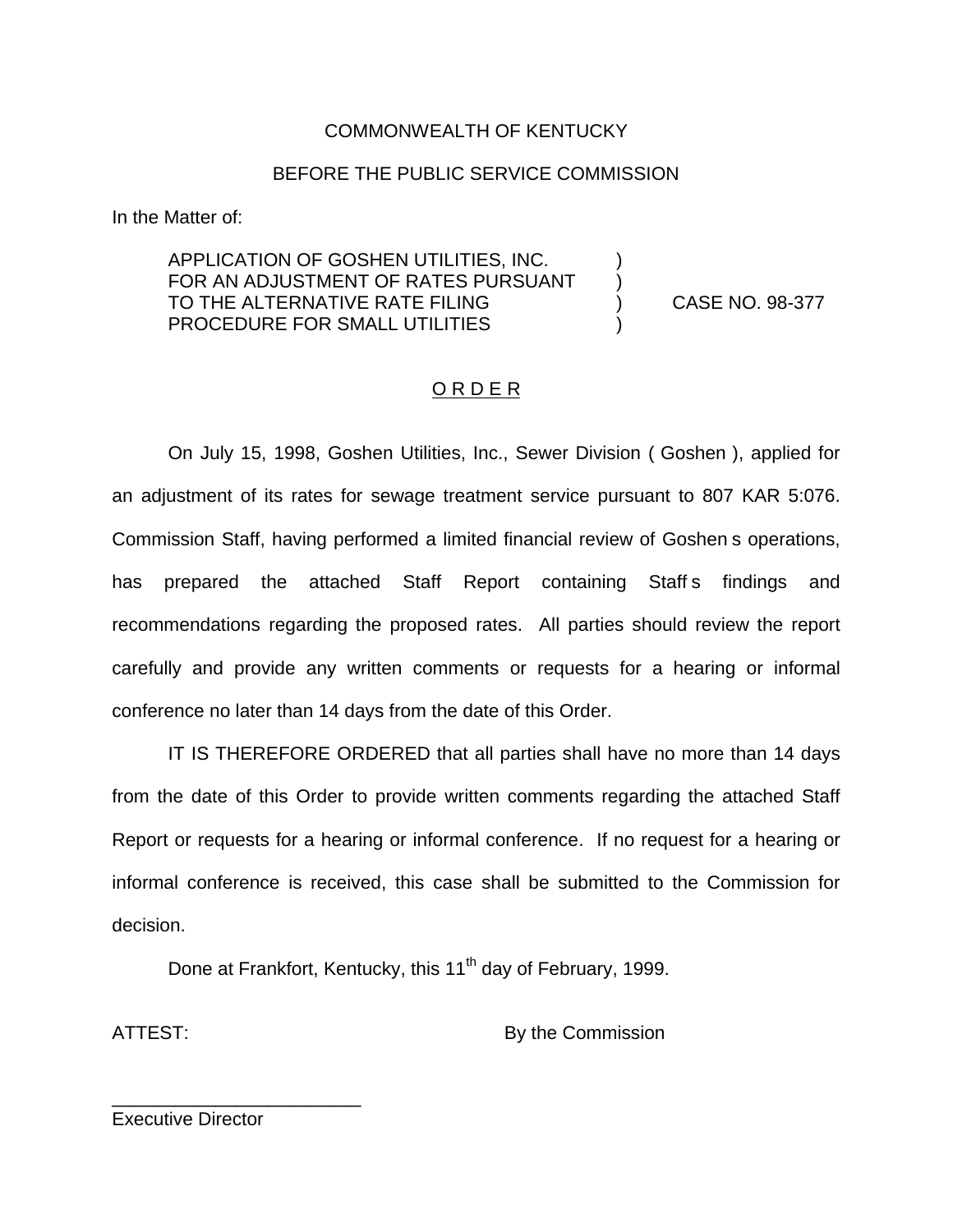COMMONWEALTH OF KENTUCKY

BEFORE THE PUBLIC SERVICE COMMISSION

In the Matter of:

| | | |
|---|---|---|
| APPLICATION OF GOSHEN UTILITIES, INC. FOR AN ADJUSTMENT OF RATES PURSUANT TO THE ALTERNATIVE RATE FILING PROCEDURE FOR SMALL UTILITIES | ) ) ) ) | CASE NO. 98-377 |

## O R D E R

On July 15, 1998, Goshen Utilities, Inc., Sewer Division ( Goshen ), applied for an adjustment of its rates for sewage treatment service pursuant to 807 KAR 5:076. Commission Staff, having performed a limited financial review of Goshen s operations, has prepared the attached Staff Report containing Staff s findings and recommendations regarding the proposed rates. All parties should review the report carefully and provide any written comments or requests for a hearing or informal conference no later than 14 days from the date of this Order.

IT IS THEREFORE ORDERED that all parties shall have no more than 14 days from the date of this Order to provide written comments regarding the attached Staff Report or requests for a hearing or informal conference. If no request for a hearing or informal conference is received, this case shall be submitted to the Commission for decision.

Done at Frankfort, Kentucky, this 11th day of February, 1999.

ATTEST: By the Commission

________________________
Executive Director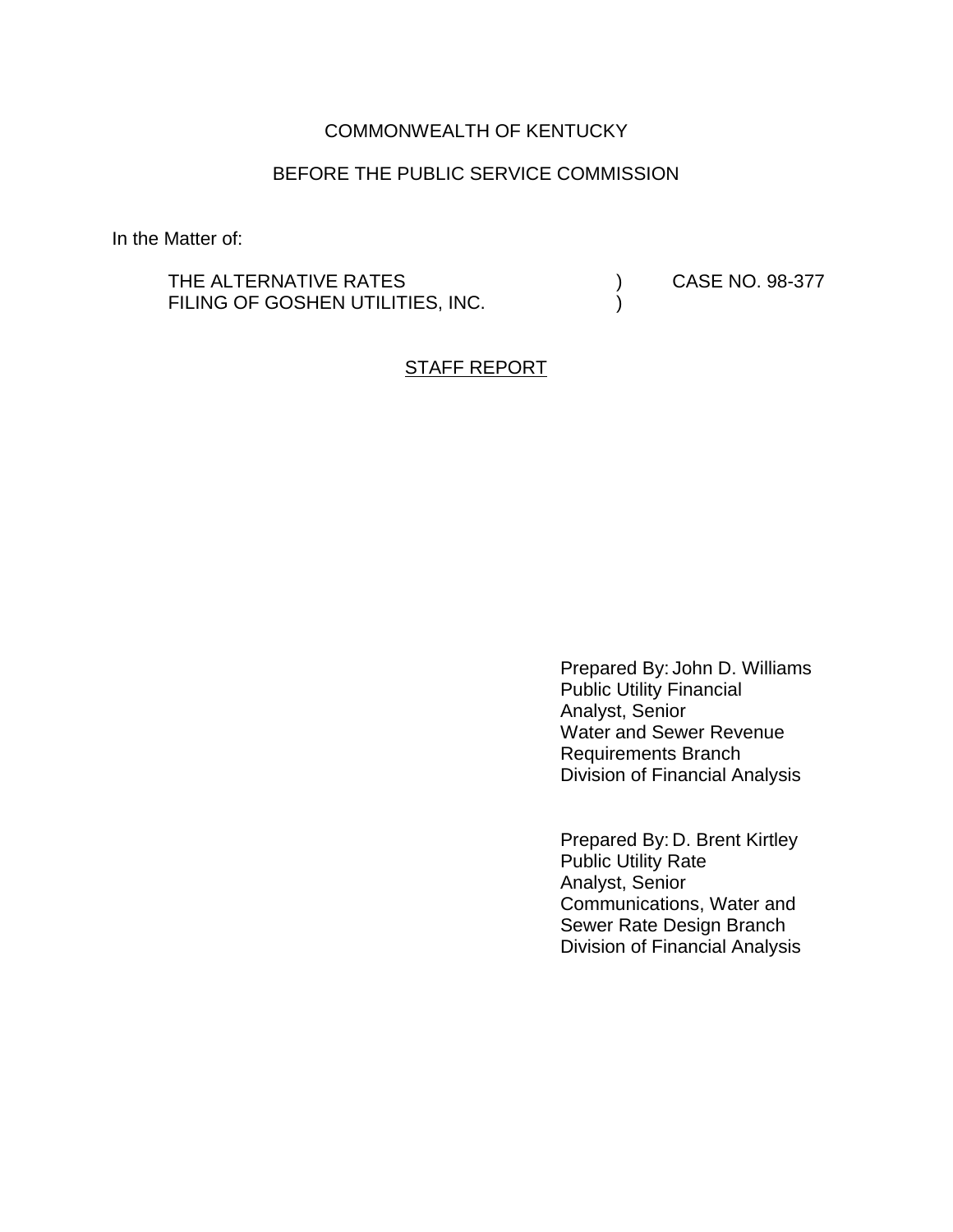COMMONWEALTH OF KENTUCKY

BEFORE THE PUBLIC SERVICE COMMISSION

In the Matter of:

| | | |
|---|---|---|
| THE ALTERNATIVE RATES FILING OF GOSHEN UTILITIES, INC. | ) ) | CASE NO. 98-377 |

STAFF REPORT

Prepared By: John D. Williams
Public Utility Financial
Analyst, Senior
Water and Sewer Revenue
Requirements Branch
Division of Financial Analysis

Prepared By: D. Brent Kirtley
Public Utility Rate
Analyst, Senior
Communications, Water and
Sewer Rate Design Branch
Division of Financial Analysis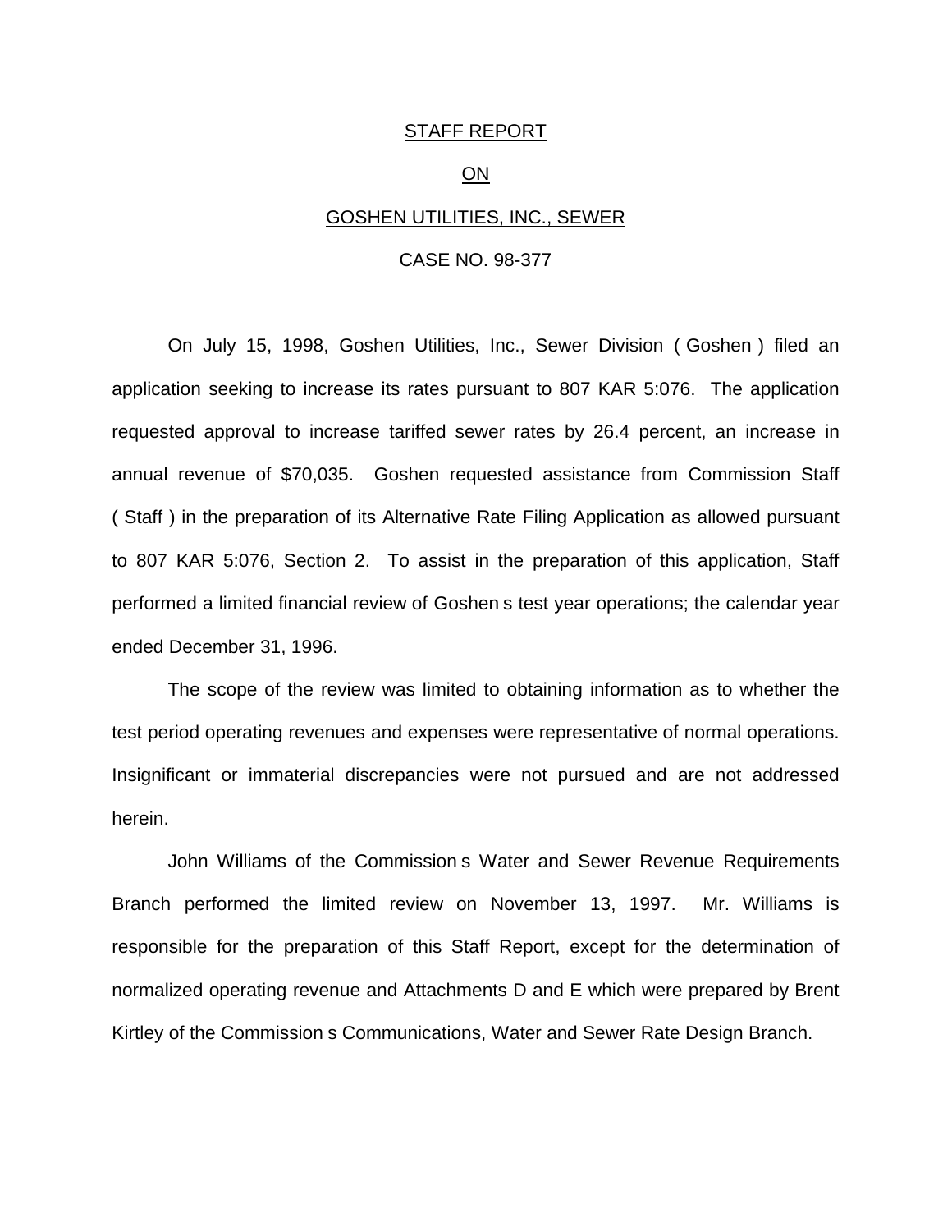STAFF REPORT

ON

GOSHEN UTILITIES, INC., SEWER

CASE NO. 98-377

On July 15, 1998, Goshen Utilities, Inc., Sewer Division ( Goshen ) filed an application seeking to increase its rates pursuant to 807 KAR 5:076. The application requested approval to increase tariffed sewer rates by 26.4 percent, an increase in annual revenue of $70,035. Goshen requested assistance from Commission Staff ( Staff ) in the preparation of its Alternative Rate Filing Application as allowed pursuant to 807 KAR 5:076, Section 2. To assist in the preparation of this application, Staff performed a limited financial review of Goshen s test year operations; the calendar year ended December 31, 1996.

The scope of the review was limited to obtaining information as to whether the test period operating revenues and expenses were representative of normal operations. Insignificant or immaterial discrepancies were not pursued and are not addressed herein.

John Williams of the Commission s Water and Sewer Revenue Requirements Branch performed the limited review on November 13, 1997. Mr. Williams is responsible for the preparation of this Staff Report, except for the determination of normalized operating revenue and Attachments D and E which were prepared by Brent Kirtley of the Commission s Communications, Water and Sewer Rate Design Branch.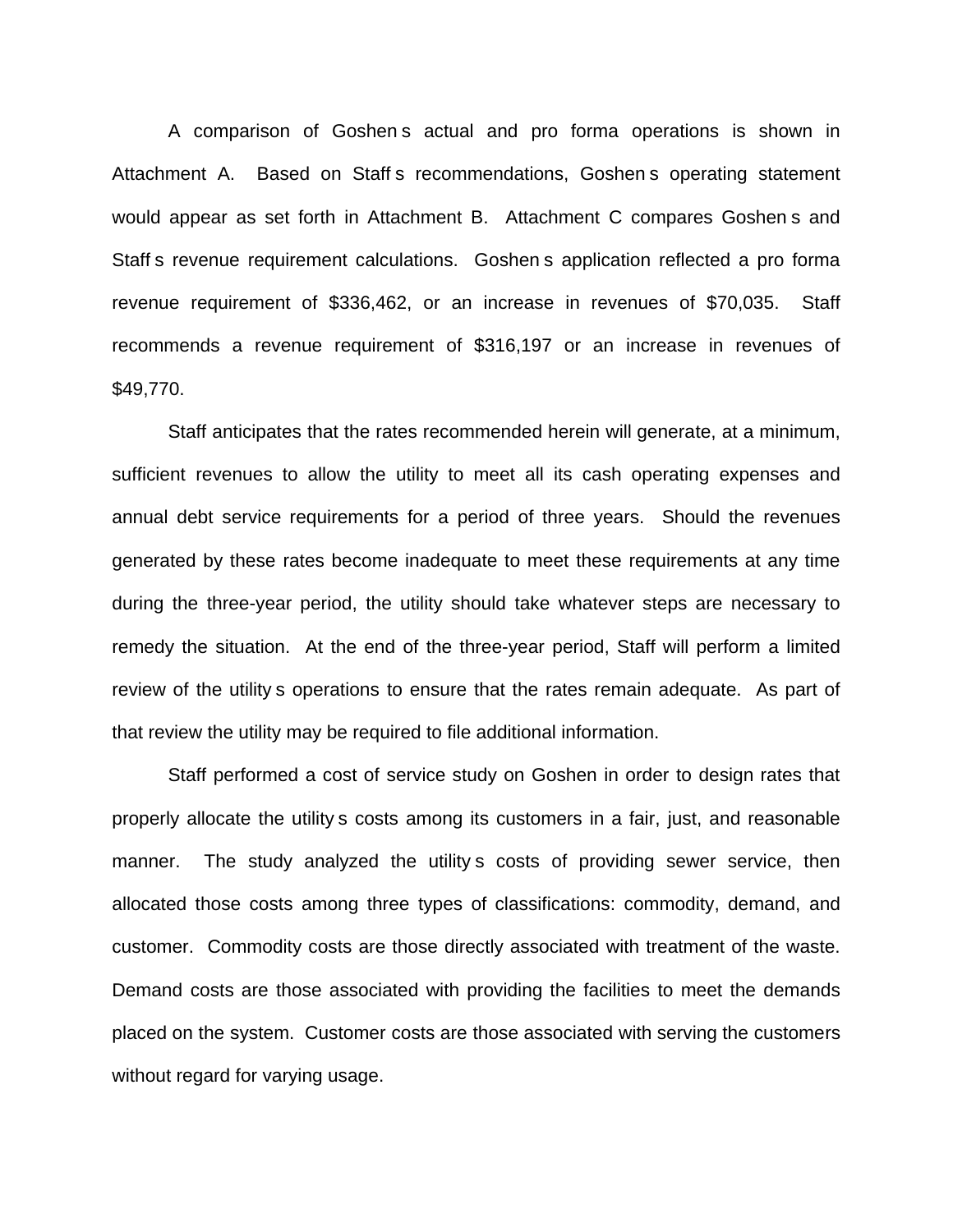A comparison of Goshen s actual and pro forma operations is shown in Attachment A. Based on Staff s recommendations, Goshen s operating statement would appear as set forth in Attachment B. Attachment C compares Goshen s and Staff s revenue requirement calculations. Goshen s application reflected a pro forma revenue requirement of $336,462, or an increase in revenues of $70,035. Staff recommends a revenue requirement of $316,197 or an increase in revenues of $49,770.

Staff anticipates that the rates recommended herein will generate, at a minimum, sufficient revenues to allow the utility to meet all its cash operating expenses and annual debt service requirements for a period of three years. Should the revenues generated by these rates become inadequate to meet these requirements at any time during the three-year period, the utility should take whatever steps are necessary to remedy the situation. At the end of the three-year period, Staff will perform a limited review of the utility s operations to ensure that the rates remain adequate. As part of that review the utility may be required to file additional information.

Staff performed a cost of service study on Goshen in order to design rates that properly allocate the utility s costs among its customers in a fair, just, and reasonable manner. The study analyzed the utility s costs of providing sewer service, then allocated those costs among three types of classifications: commodity, demand, and customer. Commodity costs are those directly associated with treatment of the waste. Demand costs are those associated with providing the facilities to meet the demands placed on the system. Customer costs are those associated with serving the customers without regard for varying usage.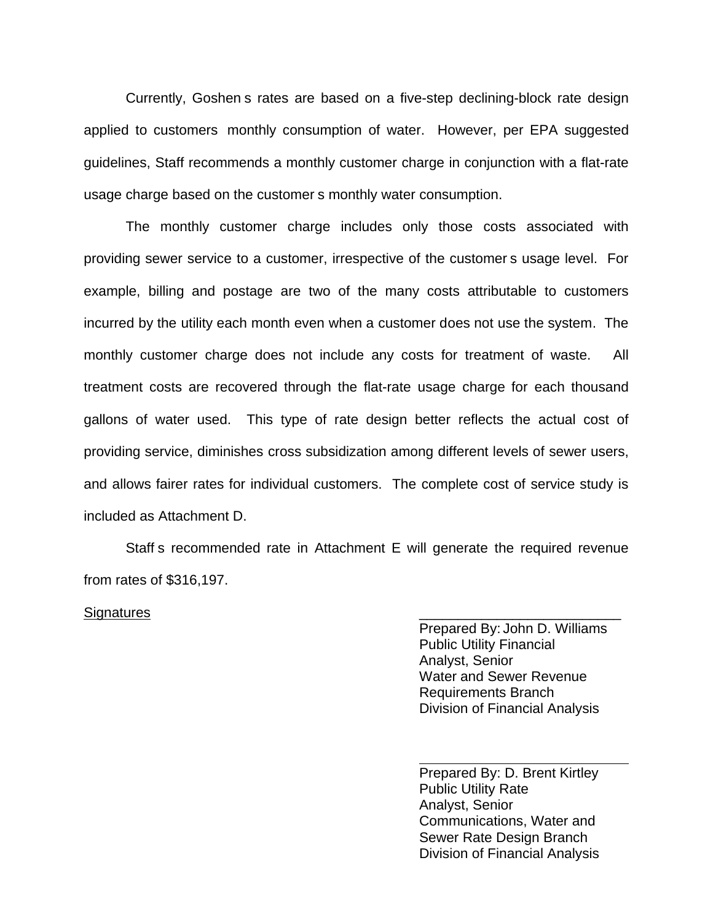Currently, Goshen s rates are based on a five-step declining-block rate design applied to customers monthly consumption of water. However, per EPA suggested guidelines, Staff recommends a monthly customer charge in conjunction with a flat-rate usage charge based on the customer s monthly water consumption.

The monthly customer charge includes only those costs associated with providing sewer service to a customer, irrespective of the customer s usage level. For example, billing and postage are two of the many costs attributable to customers incurred by the utility each month even when a customer does not use the system. The monthly customer charge does not include any costs for treatment of waste. All treatment costs are recovered through the flat-rate usage charge for each thousand gallons of water used. This type of rate design better reflects the actual cost of providing service, diminishes cross subsidization among different levels of sewer users, and allows fairer rates for individual customers. The complete cost of service study is included as Attachment D.

Staff s recommended rate in Attachment E will generate the required revenue from rates of $316,197.

Signatures

\_\_\_\_\_\_\_\_\_\_\_\_\_\_\_\_\_\_\_\_\_\_\_\_\_\_\_

Prepared By: John D. Williams
Public Utility Financial
Analyst, Senior
Water and Sewer Revenue
Requirements Branch
Division of Financial Analysis

\_\_\_\_\_\_\_\_\_\_\_\_\_\_\_\_\_\_\_\_\_\_\_\_\_\_\_

Prepared By: D. Brent Kirtley
Public Utility Rate
Analyst, Senior
Communications, Water and
Sewer Rate Design Branch
Division of Financial Analysis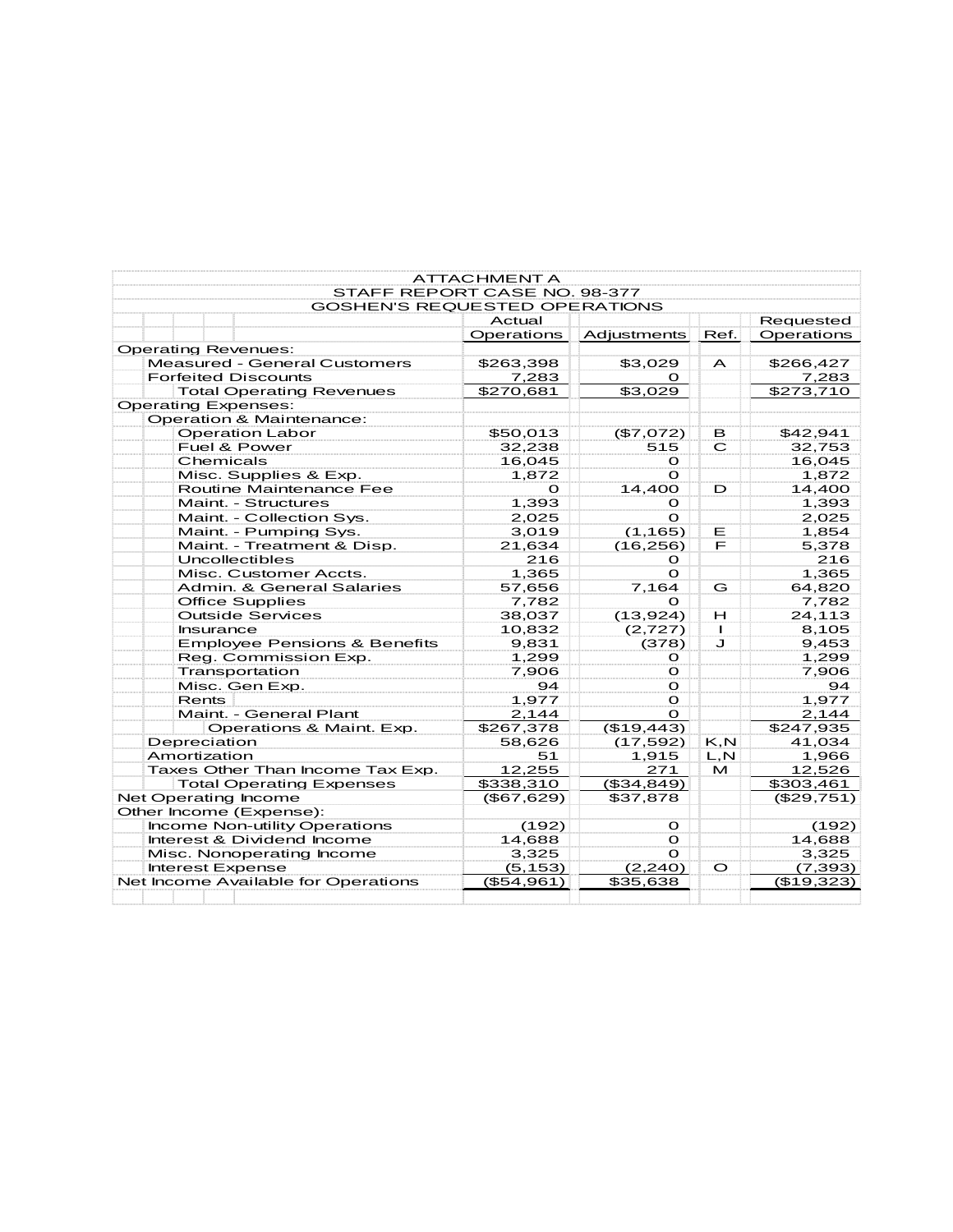# ATTACHMENT A

## STAFF REPORT CASE NO. 98-377

## GOSHEN'S REQUESTED OPERATIONS

| | Actual Operations | Adjustments | Ref. | Requested Operations |
|---|---|---|---|---|
| Operating Revenues: | | | | |
| Measured - General Customers | $263,398 | $3,029 | A | $266,427 |
| Forfeited Discounts | 7,283 | 0 | | 7,283 |
| Total Operating Revenues | $270,681 | $3,029 | | $273,710 |
| Operating Expenses: | | | | |
| Operation & Maintenance: | | | | |
| Operation Labor | $50,013 | ($7,072) | B | $42,941 |
| Fuel & Power | 32,238 | 515 | C | 32,753 |
| Chemicals | 16,045 | 0 | | 16,045 |
| Misc. Supplies & Exp. | 1,872 | 0 | | 1,872 |
| Routine Maintenance Fee | 0 | 14,400 | D | 14,400 |
| Maint. - Structures | 1,393 | 0 | | 1,393 |
| Maint. - Collection Sys. | 2,025 | 0 | | 2,025 |
| Maint. - Pumping Sys. | 3,019 | (1,165) | E | 1,854 |
| Maint. - Treatment & Disp. | 21,634 | (16,256) | F | 5,378 |
| Uncollectibles | 216 | 0 | | 216 |
| Misc. Customer Accts. | 1,365 | 0 | | 1,365 |
| Admin. & General Salaries | 57,656 | 7,164 | G | 64,820 |
| Office Supplies | 7,782 | 0 | | 7,782 |
| Outside Services | 38,037 | (13,924) | H | 24,113 |
| Insurance | 10,832 | (2,727) | I | 8,105 |
| Employee Pensions & Benefits | 9,831 | (378) | J | 9,453 |
| Reg. Commission Exp. | 1,299 | 0 | | 1,299 |
| Transportation | 7,906 | 0 | | 7,906 |
| Misc. Gen Exp. | 94 | 0 | | 94 |
| Rents | 1,977 | 0 | | 1,977 |
| Maint. - General Plant | 2,144 | 0 | | 2,144 |
| Operations & Maint. Exp. | $267,378 | ($19,443) | | $247,935 |
| Depreciation | 58,626 | (17,592) | K,N | 41,034 |
| Amortization | 51 | 1,915 | L,N | 1,966 |
| Taxes Other Than Income Tax Exp. | 12,255 | 271 | M | 12,526 |
| Total Operating Expenses | $338,310 | ($34,849) | | $303,461 |
| Net Operating Income | ($67,629) | $37,878 | | ($29,751) |
| Other Income (Expense): | | | | |
| Income Non-utility Operations | (192) | 0 | | (192) |
| Interest & Dividend Income | 14,688 | 0 | | 14,688 |
| Misc. Nonoperating Income | 3,325 | 0 | | 3,325 |
| Interest Expense | (5,153) | (2,240) | O | (7,393) |
| Net Income Available for Operations | ($54,961) | $35,638 | | ($19,323) |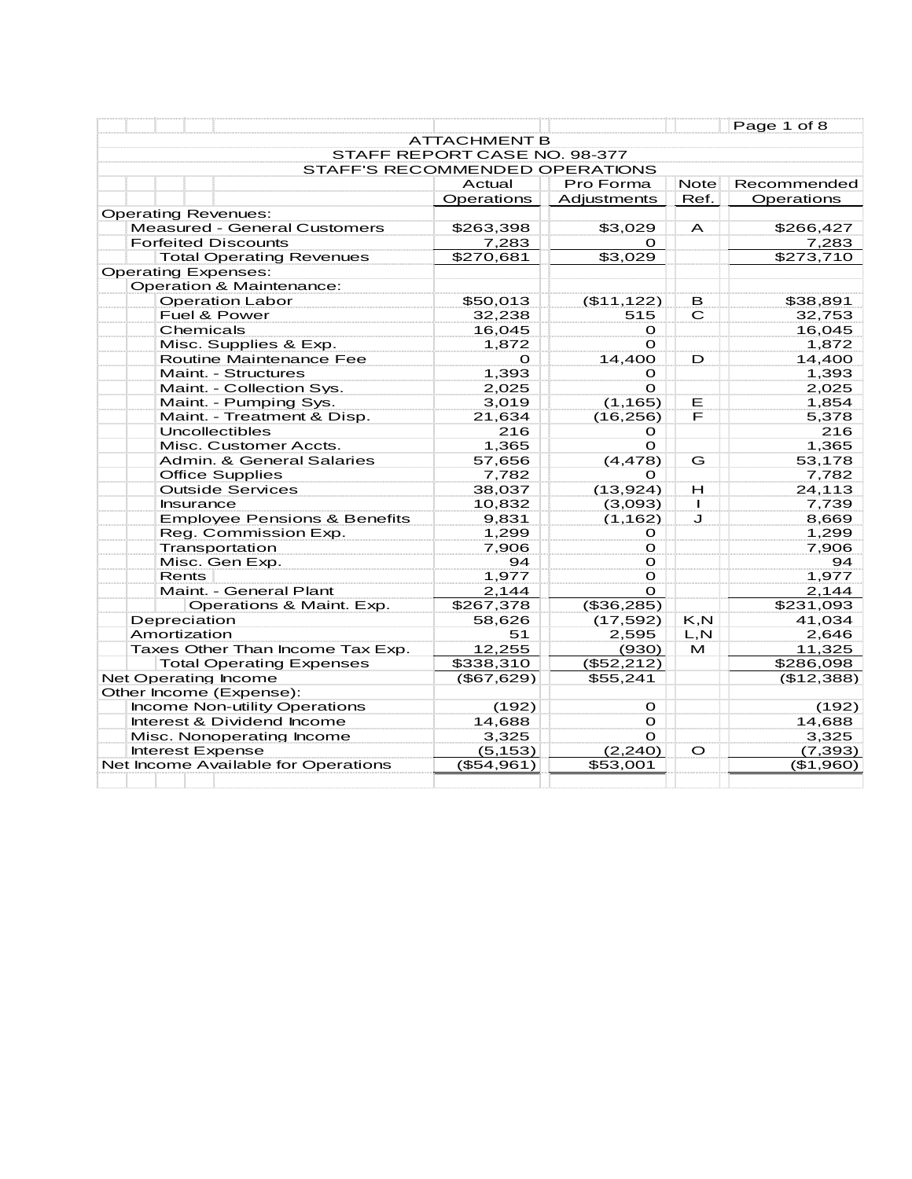# ATTACHMENT B

## STAFF REPORT CASE NO. 98-377

## STAFF'S RECOMMENDED OPERATIONS

| | Actual Operations | Pro Forma Adjustments | Note Ref. | Recommended Operations |
|---|---|---|---|---|
| Operating Revenues: | | | | |
| Measured - General Customers | $263,398 | $3,029 | A | $266,427 |
| Forfeited Discounts | 7,283 | 0 | | 7,283 |
| Total Operating Revenues | $270,681 | $3,029 | | $273,710 |
| Operating Expenses: | | | | |
| Operation & Maintenance: | | | | |
| Operation Labor | $50,013 | ($11,122) | B | $38,891 |
| Fuel & Power | 32,238 | 515 | C | 32,753 |
| Chemicals | 16,045 | 0 | | 16,045 |
| Misc. Supplies & Exp. | 1,872 | 0 | | 1,872 |
| Routine Maintenance Fee | 0 | 14,400 | D | 14,400 |
| Maint. - Structures | 1,393 | 0 | | 1,393 |
| Maint. - Collection Sys. | 2,025 | 0 | | 2,025 |
| Maint. - Pumping Sys. | 3,019 | (1,165) | E | 1,854 |
| Maint. - Treatment & Disp. | 21,634 | (16,256) | F | 5,378 |
| Uncollectibles | 216 | 0 | | 216 |
| Misc. Customer Accts. | 1,365 | 0 | | 1,365 |
| Admin. & General Salaries | 57,656 | (4,478) | G | 53,178 |
| Office Supplies | 7,782 | 0 | | 7,782 |
| Outside Services | 38,037 | (13,924) | H | 24,113 |
| Insurance | 10,832 | (3,093) | I | 7,739 |
| Employee Pensions & Benefits | 9,831 | (1,162) | J | 8,669 |
| Reg. Commission Exp. | 1,299 | 0 | | 1,299 |
| Transportation | 7,906 | 0 | | 7,906 |
| Misc. Gen Exp. | 94 | 0 | | 94 |
| Rents | 1,977 | 0 | | 1,977 |
| Maint. - General Plant | 2,144 | 0 | | 2,144 |
| Operations & Maint. Exp. | $267,378 | ($36,285) | | $231,093 |
| Depreciation | 58,626 | (17,592) | K,N | 41,034 |
| Amortization | 51 | 2,595 | L,N | 2,646 |
| Taxes Other Than Income Tax Exp. | 12,255 | (930) | M | 11,325 |
| Total Operating Expenses | $338,310 | ($52,212) | | $286,098 |
| Net Operating Income | ($67,629) | $55,241 | | ($12,388) |
| Other Income (Expense): | | | | |
| Income Non-utility Operations | (192) | 0 | | (192) |
| Interest & Dividend Income | 14,688 | 0 | | 14,688 |
| Misc. Nonoperating Income | 3,325 | 0 | | 3,325 |
| Interest Expense | (5,153) | (2,240) | O | (7,393) |
| Net Income Available for Operations | ($54,961) | $53,001 | | ($1,960) |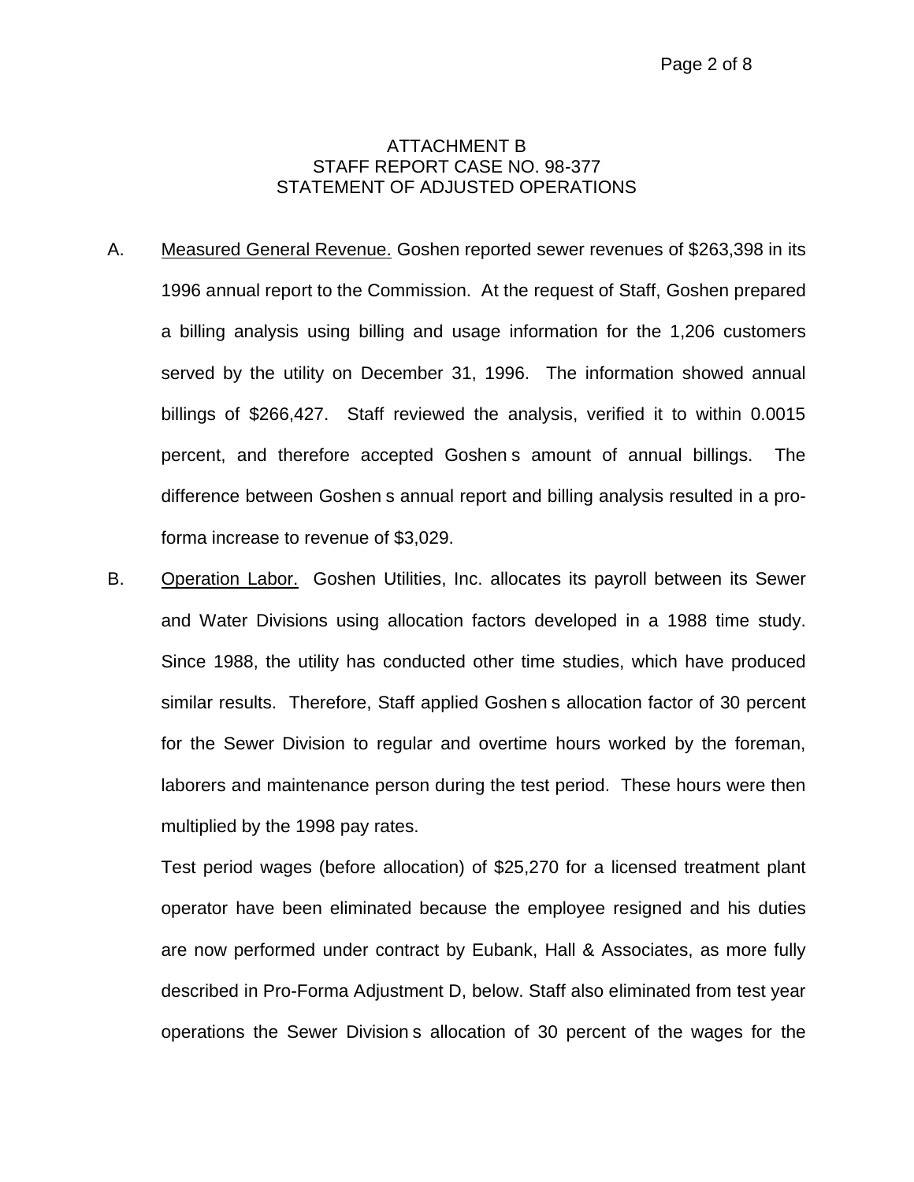# ATTACHMENT B
## STAFF REPORT CASE NO. 98-377
## STATEMENT OF ADJUSTED OPERATIONS

A. Measured General Revenue. Goshen reported sewer revenues of $263,398 in its 1996 annual report to the Commission. At the request of Staff, Goshen prepared a billing analysis using billing and usage information for the 1,206 customers served by the utility on December 31, 1996. The information showed annual billings of $266,427. Staff reviewed the analysis, verified it to within 0.0015 percent, and therefore accepted Goshen s amount of annual billings. The difference between Goshen s annual report and billing analysis resulted in a pro-forma increase to revenue of $3,029.

B. Operation Labor. Goshen Utilities, Inc. allocates its payroll between its Sewer and Water Divisions using allocation factors developed in a 1988 time study. Since 1988, the utility has conducted other time studies, which have produced similar results. Therefore, Staff applied Goshen s allocation factor of 30 percent for the Sewer Division to regular and overtime hours worked by the foreman, laborers and maintenance person during the test period. These hours were then multiplied by the 1998 pay rates.

Test period wages (before allocation) of $25,270 for a licensed treatment plant operator have been eliminated because the employee resigned and his duties are now performed under contract by Eubank, Hall & Associates, as more fully described in Pro-Forma Adjustment D, below. Staff also eliminated from test year operations the Sewer Division s allocation of 30 percent of the wages for the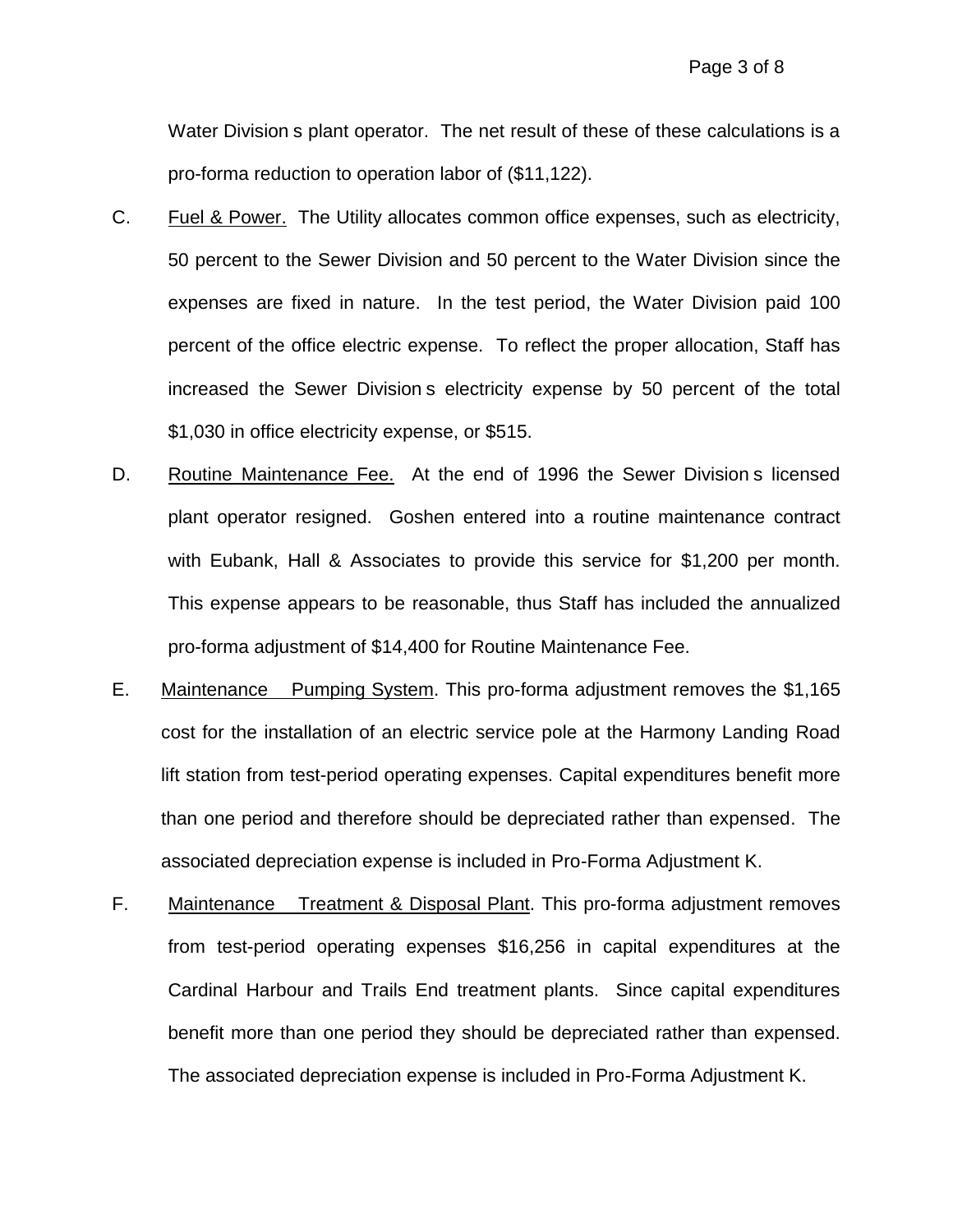Water Division s plant operator. The net result of these of these calculations is a pro-forma reduction to operation labor of ($11,122).

C. Fuel & Power. The Utility allocates common office expenses, such as electricity, 50 percent to the Sewer Division and 50 percent to the Water Division since the expenses are fixed in nature. In the test period, the Water Division paid 100 percent of the office electric expense. To reflect the proper allocation, Staff has increased the Sewer Division s electricity expense by 50 percent of the total $1,030 in office electricity expense, or $515.

D. Routine Maintenance Fee. At the end of 1996 the Sewer Division s licensed plant operator resigned. Goshen entered into a routine maintenance contract with Eubank, Hall & Associates to provide this service for $1,200 per month. This expense appears to be reasonable, thus Staff has included the annualized pro-forma adjustment of $14,400 for Routine Maintenance Fee.

E. Maintenance Pumping System. This pro-forma adjustment removes the $1,165 cost for the installation of an electric service pole at the Harmony Landing Road lift station from test-period operating expenses. Capital expenditures benefit more than one period and therefore should be depreciated rather than expensed. The associated depreciation expense is included in Pro-Forma Adjustment K.

F. Maintenance Treatment & Disposal Plant. This pro-forma adjustment removes from test-period operating expenses $16,256 in capital expenditures at the Cardinal Harbour and Trails End treatment plants. Since capital expenditures benefit more than one period they should be depreciated rather than expensed. The associated depreciation expense is included in Pro-Forma Adjustment K.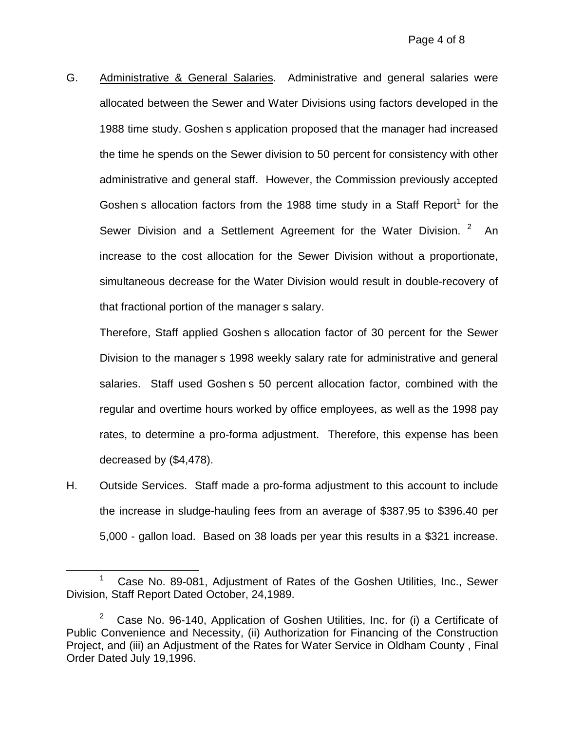G. Administrative & General Salaries. Administrative and general salaries were allocated between the Sewer and Water Divisions using factors developed in the 1988 time study. Goshen s application proposed that the manager had increased the time he spends on the Sewer division to 50 percent for consistency with other administrative and general staff. However, the Commission previously accepted Goshen s allocation factors from the 1988 time study in a Staff Report[1] for the Sewer Division and a Settlement Agreement for the Water Division. [2] An increase to the cost allocation for the Sewer Division without a proportionate, simultaneous decrease for the Water Division would result in double-recovery of that fractional portion of the manager s salary.

Therefore, Staff applied Goshen s allocation factor of 30 percent for the Sewer Division to the manager s 1998 weekly salary rate for administrative and general salaries. Staff used Goshen s 50 percent allocation factor, combined with the regular and overtime hours worked by office employees, as well as the 1998 pay rates, to determine a pro-forma adjustment. Therefore, this expense has been decreased by ($4,478).

H. Outside Services. Staff made a pro-forma adjustment to this account to include the increase in sludge-hauling fees from an average of $387.95 to $396.40 per 5,000 - gallon load. Based on 38 loads per year this results in a $321 increase.

---

[1] Case No. 89-081, Adjustment of Rates of the Goshen Utilities, Inc., Sewer Division, Staff Report Dated October, 24,1989.

[2] Case No. 96-140, Application of Goshen Utilities, Inc. for (i) a Certificate of Public Convenience and Necessity, (ii) Authorization for Financing of the Construction Project, and (iii) an Adjustment of the Rates for Water Service in Oldham County , Final Order Dated July 19,1996.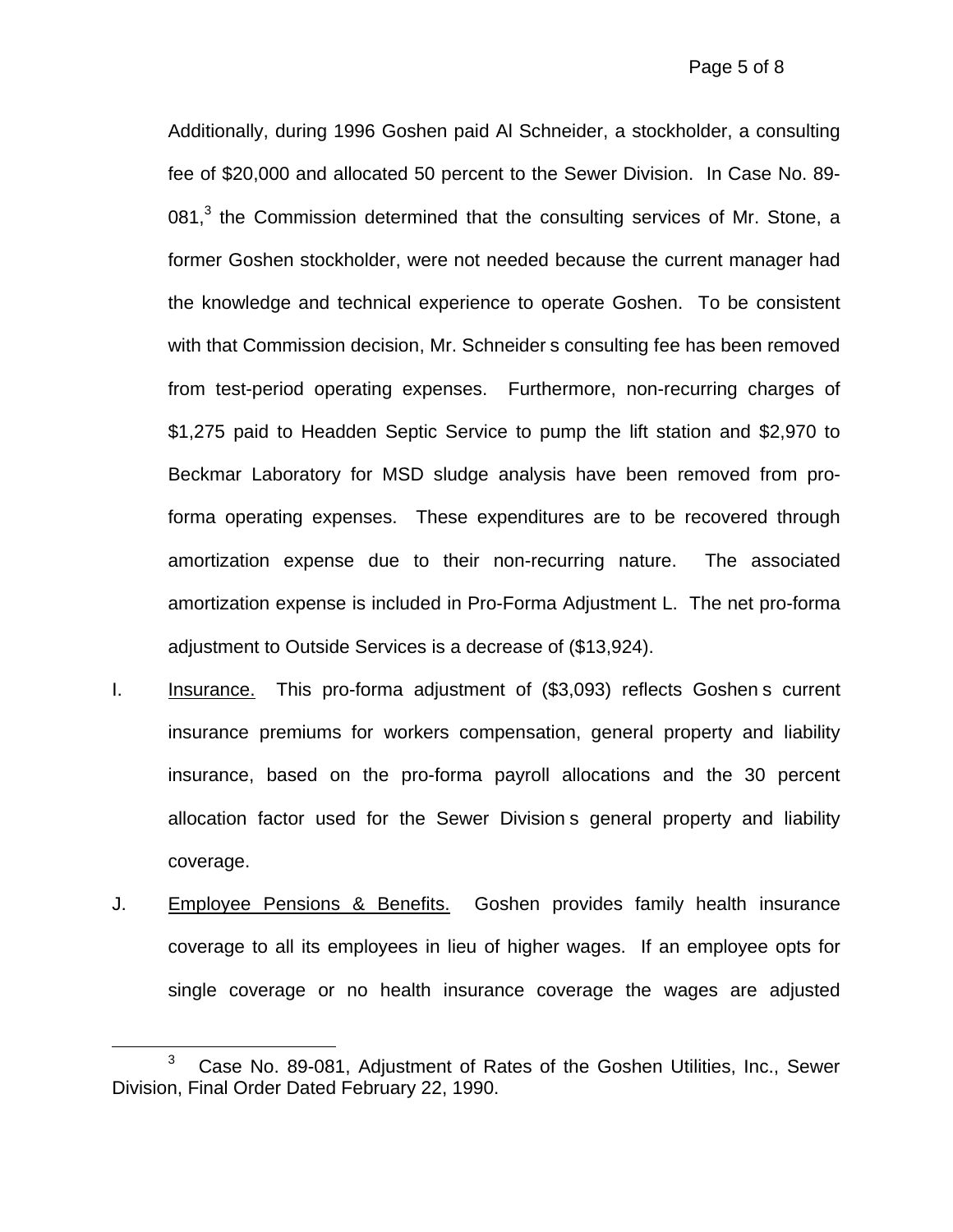Additionally, during 1996 Goshen paid Al Schneider, a stockholder, a consulting fee of $20,000 and allocated 50 percent to the Sewer Division. In Case No. 89-081,[3] the Commission determined that the consulting services of Mr. Stone, a former Goshen stockholder, were not needed because the current manager had the knowledge and technical experience to operate Goshen. To be consistent with that Commission decision, Mr. Schneider s consulting fee has been removed from test-period operating expenses. Furthermore, non-recurring charges of $1,275 paid to Headden Septic Service to pump the lift station and $2,970 to Beckmar Laboratory for MSD sludge analysis have been removed from pro-forma operating expenses. These expenditures are to be recovered through amortization expense due to their non-recurring nature. The associated amortization expense is included in Pro-Forma Adjustment L. The net pro-forma adjustment to Outside Services is a decrease of ($13,924).

I. Insurance. This pro-forma adjustment of ($3,093) reflects Goshen s current insurance premiums for workers compensation, general property and liability insurance, based on the pro-forma payroll allocations and the 30 percent allocation factor used for the Sewer Division s general property and liability coverage.

J. Employee Pensions & Benefits. Goshen provides family health insurance coverage to all its employees in lieu of higher wages. If an employee opts for single coverage or no health insurance coverage the wages are adjusted

---

[3] Case No. 89-081, Adjustment of Rates of the Goshen Utilities, Inc., Sewer Division, Final Order Dated February 22, 1990.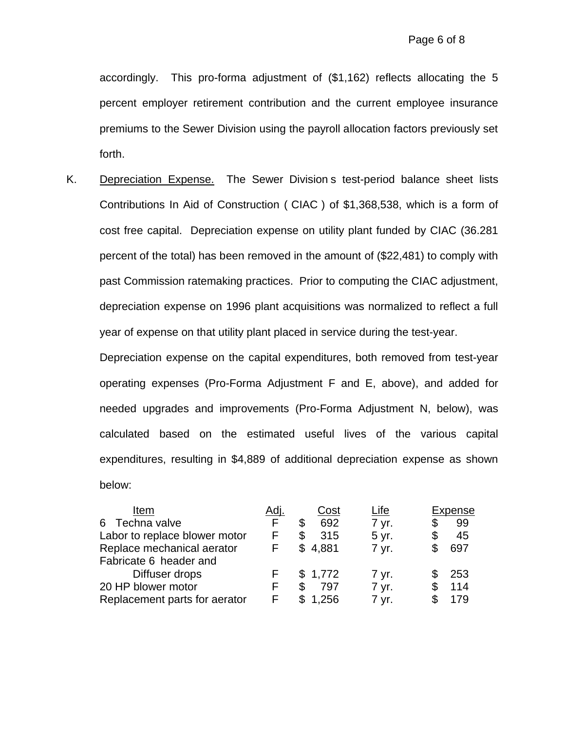accordingly. This pro-forma adjustment of ($1,162) reflects allocating the 5 percent employer retirement contribution and the current employee insurance premiums to the Sewer Division using the payroll allocation factors previously set forth.

K. Depreciation Expense. The Sewer Division s test-period balance sheet lists Contributions In Aid of Construction ( CIAC ) of $1,368,538, which is a form of cost free capital. Depreciation expense on utility plant funded by CIAC (36.281 percent of the total) has been removed in the amount of ($22,481) to comply with past Commission ratemaking practices. Prior to computing the CIAC adjustment, depreciation expense on 1996 plant acquisitions was normalized to reflect a full year of expense on that utility plant placed in service during the test-year.

Depreciation expense on the capital expenditures, both removed from test-year operating expenses (Pro-Forma Adjustment F and E, above), and added for needed upgrades and improvements (Pro-Forma Adjustment N, below), was calculated based on the estimated useful lives of the various capital expenditures, resulting in $4,889 of additional depreciation expense as shown below:

| Item | Adj. | Cost | Life | Expense |
|---|---|---|---|---|
| 6 Techna valve | F | $ 692 | 7 yr. | $ 99 |
| Labor to replace blower motor | F | $ 315 | 5 yr. | $ 45 |
| Replace mechanical aerator | F | $ 4,881 | 7 yr. | $ 697 |
| Fabricate 6 header and Diffuser drops | F | $ 1,772 | 7 yr. | $ 253 |
| 20 HP blower motor | F | $ 797 | 7 yr. | $ 114 |
| Replacement parts for aerator | F | $ 1,256 | 7 yr. | $ 179 |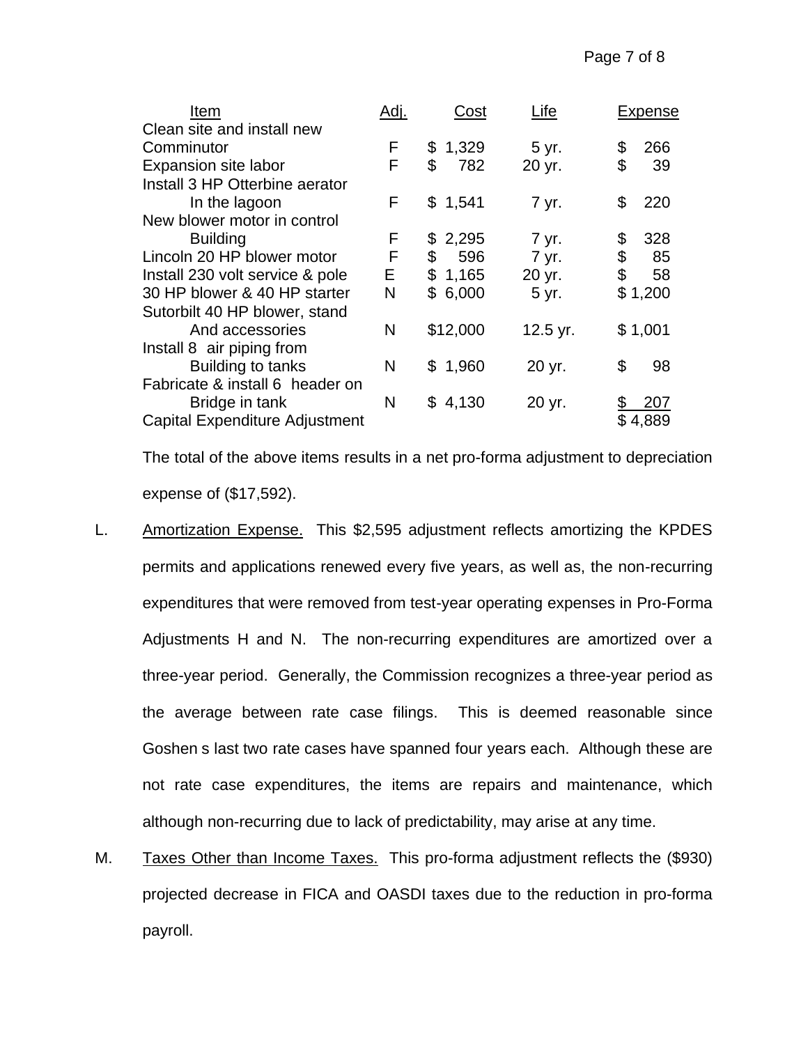| Item | Adj. | Cost | Life | Expense |
|---|---|---|---|---|
| Clean site and install new Comminutor | F | $ 1,329 | 5 yr. | $ 266 |
| Expansion site labor | F | $ 782 | 20 yr. | $ 39 |
| Install 3 HP Otterbine aerator In the lagoon | F | $ 1,541 | 7 yr. | $ 220 |
| New blower motor in control Building | F | $ 2,295 | 7 yr. | $ 328 |
| Lincoln 20 HP blower motor | F | $ 596 | 7 yr. | $ 85 |
| Install 230 volt service & pole | E | $ 1,165 | 20 yr. | $ 58 |
| 30 HP blower & 40 HP starter | N | $ 6,000 | 5 yr. | $ 1,200 |
| Sutorbilt 40 HP blower, stand And accessories | N | $12,000 | 12.5 yr. | $ 1,001 |
| Install 8 air piping from Building to tanks | N | $ 1,960 | 20 yr. | $ 98 |
| Fabricate & install 6 header on Bridge in tank | N | $ 4,130 | 20 yr. | $ 207 |
| Capital Expenditure Adjustment | | | | $ 4,889 |

The total of the above items results in a net pro-forma adjustment to depreciation expense of ($17,592).

L. Amortization Expense. This $2,595 adjustment reflects amortizing the KPDES permits and applications renewed every five years, as well as, the non-recurring expenditures that were removed from test-year operating expenses in Pro-Forma Adjustments H and N. The non-recurring expenditures are amortized over a three-year period. Generally, the Commission recognizes a three-year period as the average between rate case filings. This is deemed reasonable since Goshen s last two rate cases have spanned four years each. Although these are not rate case expenditures, the items are repairs and maintenance, which although non-recurring due to lack of predictability, may arise at any time.

M. Taxes Other than Income Taxes. This pro-forma adjustment reflects the ($930) projected decrease in FICA and OASDI taxes due to the reduction in pro-forma payroll.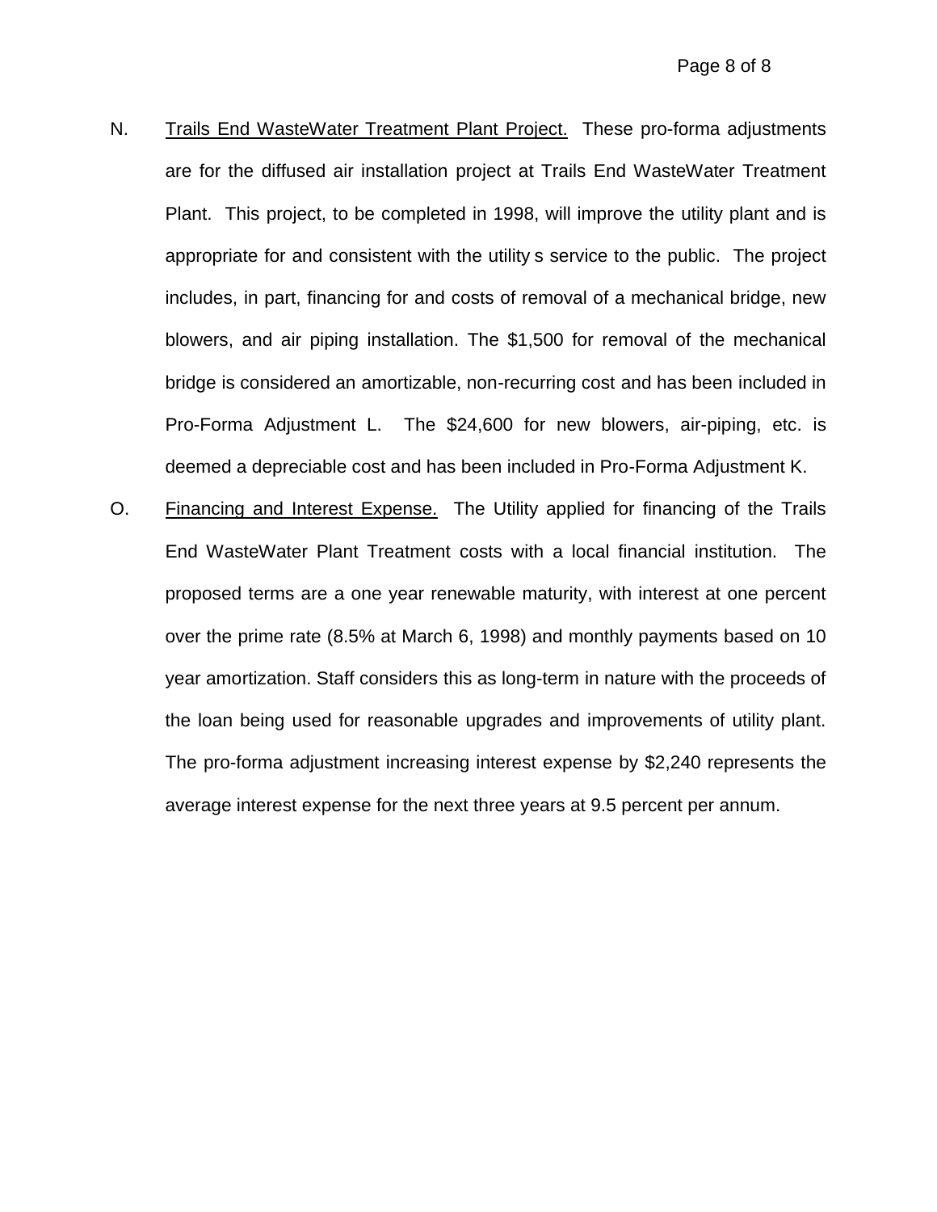N. <u>Trails End WasteWater Treatment Plant Project.</u> These pro-forma adjustments are for the diffused air installation project at Trails End WasteWater Treatment Plant. This project, to be completed in 1998, will improve the utility plant and is appropriate for and consistent with the utility s service to the public. The project includes, in part, financing for and costs of removal of a mechanical bridge, new blowers, and air piping installation. The $1,500 for removal of the mechanical bridge is considered an amortizable, non-recurring cost and has been included in Pro-Forma Adjustment L. The $24,600 for new blowers, air-piping, etc. is deemed a depreciable cost and has been included in Pro-Forma Adjustment K.

O. <u>Financing and Interest Expense.</u> The Utility applied for financing of the Trails End WasteWater Plant Treatment costs with a local financial institution. The proposed terms are a one year renewable maturity, with interest at one percent over the prime rate (8.5% at March 6, 1998) and monthly payments based on 10 year amortization. Staff considers this as long-term in nature with the proceeds of the loan being used for reasonable upgrades and improvements of utility plant. The pro-forma adjustment increasing interest expense by $2,240 represents the average interest expense for the next three years at 9.5 percent per annum.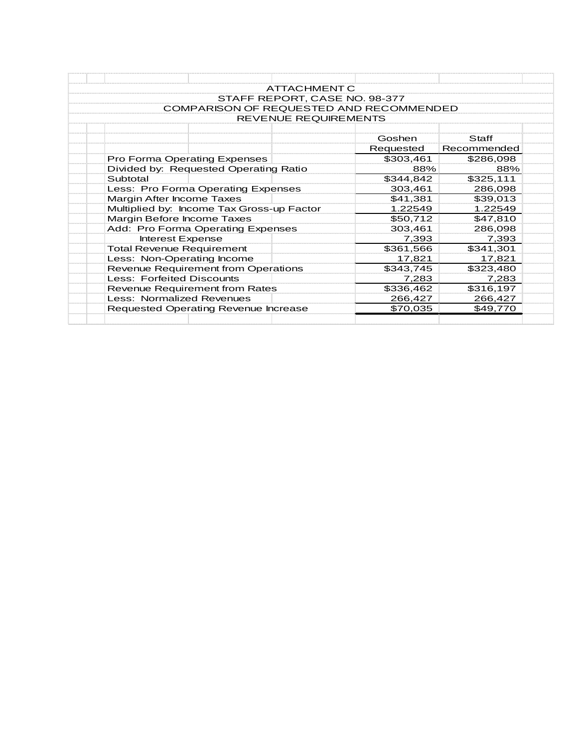# ATTACHMENT C

## STAFF REPORT, CASE NO. 98-377

## COMPARISON OF REQUESTED AND RECOMMENDED REVENUE REQUIREMENTS

| | Goshen Requested | Staff Recommended |
|---|---|---|
| Pro Forma Operating Expenses | $303,461 | $286,098 |
| Divided by: Requested Operating Ratio | 88% | 88% |
| Subtotal | $344,842 | $325,111 |
| Less: Pro Forma Operating Expenses | 303,461 | 286,098 |
| Margin After Income Taxes | $41,381 | $39,013 |
| Multiplied by: Income Tax Gross-up Factor | 1.22549 | 1.22549 |
| Margin Before Income Taxes | $50,712 | $47,810 |
| Add: Pro Forma Operating Expenses | 303,461 | 286,098 |
| Interest Expense | 7,393 | 7,393 |
| Total Revenue Requirement | $361,566 | $341,301 |
| Less: Non-Operating Income | 17,821 | 17,821 |
| Revenue Requirement from Operations | $343,745 | $323,480 |
| Less: Forfeited Discounts | 7,283 | 7,283 |
| Revenue Requirement from Rates | $336,462 | $316,197 |
| Less: Normalized Revenues | 266,427 | 266,427 |
| Requested Operating Revenue Increase | $70,035 | $49,770 |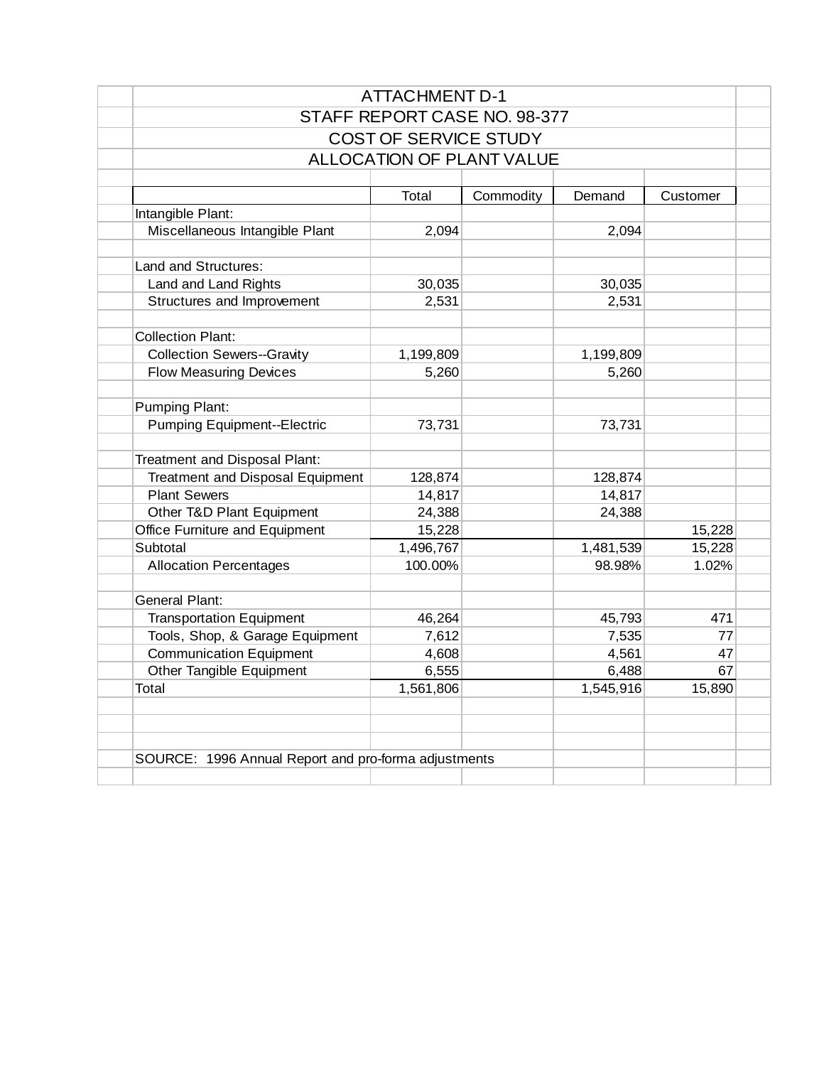# ATTACHMENT D-1

## STAFF REPORT CASE NO. 98-377

## COST OF SERVICE STUDY

## ALLOCATION OF PLANT VALUE

| | Total | Commodity | Demand | Customer |
|---|---|---|---|---|
| Intangible Plant: | | | | |
| Miscellaneous Intangible Plant | 2,094 | | 2,094 | |
| | | | | |
| Land and Structures: | | | | |
| Land and Land Rights | 30,035 | | 30,035 | |
| Structures and Improvement | 2,531 | | 2,531 | |
| | | | | |
| Collection Plant: | | | | |
| Collection Sewers--Gravity | 1,199,809 | | 1,199,809 | |
| Flow Measuring Devices | 5,260 | | 5,260 | |
| | | | | |
| Pumping Plant: | | | | |
| Pumping Equipment--Electric | 73,731 | | 73,731 | |
| | | | | |
| Treatment and Disposal Plant: | | | | |
| Treatment and Disposal Equipment | 128,874 | | 128,874 | |
| Plant Sewers | 14,817 | | 14,817 | |
| Other T&D Plant Equipment | 24,388 | | 24,388 | |
| Office Furniture and Equipment | 15,228 | | | 15,228 |
| Subtotal | 1,496,767 | | 1,481,539 | 15,228 |
| Allocation Percentages | 100.00% | | 98.98% | 1.02% |
| | | | | |
| General Plant: | | | | |
| Transportation Equipment | 46,264 | | 45,793 | 471 |
| Tools, Shop, & Garage Equipment | 7,612 | | 7,535 | 77 |
| Communication Equipment | 4,608 | | 4,561 | 47 |
| Other Tangible Equipment | 6,555 | | 6,488 | 67 |
| Total | 1,561,806 | | 1,545,916 | 15,890 |

SOURCE: 1996 Annual Report and pro-forma adjustments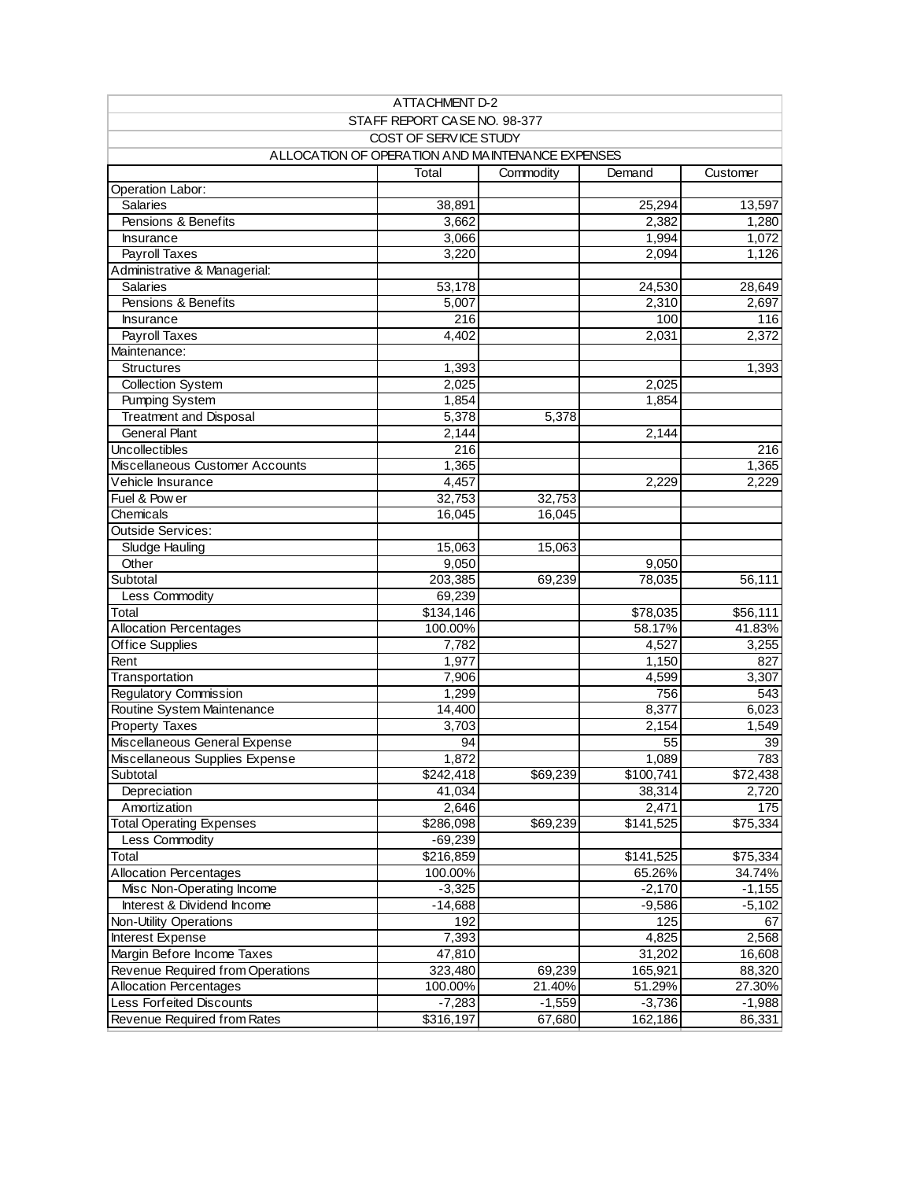ATTACHMENT D-2

STAFF REPORT CASE NO. 98-377

COST OF SERVICE STUDY

ALLOCATION OF OPERATION AND MAINTENANCE EXPENSES

| | Total | Commodity | Demand | Customer |
|---|---|---|---|---|
| Operation Labor: | | | | |
| Salaries | 38,891 | | 25,294 | 13,597 |
| Pensions & Benefits | 3,662 | | 2,382 | 1,280 |
| Insurance | 3,066 | | 1,994 | 1,072 |
| Payroll Taxes | 3,220 | | 2,094 | 1,126 |
| Administrative & Managerial: | | | | |
| Salaries | 53,178 | | 24,530 | 28,649 |
| Pensions & Benefits | 5,007 | | 2,310 | 2,697 |
| Insurance | 216 | | 100 | 116 |
| Payroll Taxes | 4,402 | | 2,031 | 2,372 |
| Maintenance: | | | | |
| Structures | 1,393 | | | 1,393 |
| Collection System | 2,025 | | 2,025 | |
| Pumping System | 1,854 | | 1,854 | |
| Treatment and Disposal | 5,378 | 5,378 | | |
| General Plant | 2,144 | | 2,144 | |
| Uncollectibles | 216 | | | 216 |
| Miscellaneous Customer Accounts | 1,365 | | | 1,365 |
| Vehicle Insurance | 4,457 | | 2,229 | 2,229 |
| Fuel & Power | 32,753 | 32,753 | | |
| Chemicals | 16,045 | 16,045 | | |
| Outside Services: | | | | |
| Sludge Hauling | 15,063 | 15,063 | | |
| Other | 9,050 | | 9,050 | |
| Subtotal | 203,385 | 69,239 | 78,035 | 56,111 |
| Less Commodity | 69,239 | | | |
| Total | $134,146 | | $78,035 | $56,111 |
| Allocation Percentages | 100.00% | | 58.17% | 41.83% |
| Office Supplies | 7,782 | | 4,527 | 3,255 |
| Rent | 1,977 | | 1,150 | 827 |
| Transportation | 7,906 | | 4,599 | 3,307 |
| Regulatory Commission | 1,299 | | 756 | 543 |
| Routine System Maintenance | 14,400 | | 8,377 | 6,023 |
| Property Taxes | 3,703 | | 2,154 | 1,549 |
| Miscellaneous General Expense | 94 | | 55 | 39 |
| Miscellaneous Supplies Expense | 1,872 | | 1,089 | 783 |
| Subtotal | $242,418 | $69,239 | $100,741 | $72,438 |
| Depreciation | 41,034 | | 38,314 | 2,720 |
| Amortization | 2,646 | | 2,471 | 175 |
| Total Operating Expenses | $286,098 | $69,239 | $141,525 | $75,334 |
| Less Commodity | -69,239 | | | |
| Total | $216,859 | | $141,525 | $75,334 |
| Allocation Percentages | 100.00% | | 65.26% | 34.74% |
| Misc Non-Operating Income | -3,325 | | -2,170 | -1,155 |
| Interest & Dividend Income | -14,688 | | -9,586 | -5,102 |
| Non-Utility Operations | 192 | | 125 | 67 |
| Interest Expense | 7,393 | | 4,825 | 2,568 |
| Margin Before Income Taxes | 47,810 | | 31,202 | 16,608 |
| Revenue Required from Operations | 323,480 | 69,239 | 165,921 | 88,320 |
| Allocation Percentages | 100.00% | 21.40% | 51.29% | 27.30% |
| Less Forfeited Discounts | -7,283 | -1,559 | -3,736 | -1,988 |
| Revenue Required from Rates | $316,197 | 67,680 | 162,186 | 86,331 |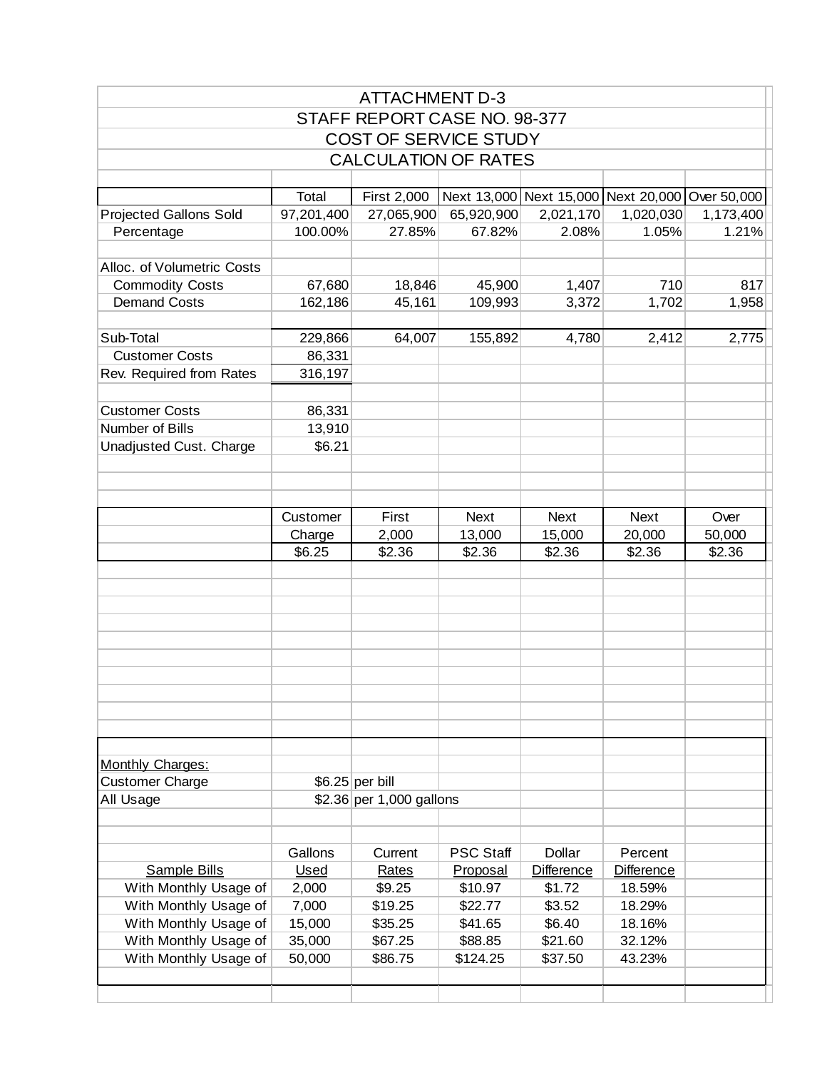# ATTACHMENT D-3

## STAFF REPORT CASE NO. 98-377

## COST OF SERVICE STUDY

## CALCULATION OF RATES

| | Total | First 2,000 | Next 13,000 | Next 15,000 | Next 20,000 | Over 50,000 |
|---|---|---|---|---|---|---|
| Projected Gallons Sold | 97,201,400 | 27,065,900 | 65,920,900 | 2,021,170 | 1,020,030 | 1,173,400 |
| Percentage | 100.00% | 27.85% | 67.82% | 2.08% | 1.05% | 1.21% |
| | | | | | | |
| Alloc. of Volumetric Costs | | | | | | |
| Commodity Costs | 67,680 | 18,846 | 45,900 | 1,407 | 710 | 817 |
| Demand Costs | 162,186 | 45,161 | 109,993 | 3,372 | 1,702 | 1,958 |
| | | | | | | |
| Sub-Total | 229,866 | 64,007 | 155,892 | 4,780 | 2,412 | 2,775 |
| Customer Costs | 86,331 | | | | | |
| Rev. Required from Rates | 316,197 | | | | | |
| | | | | | | |
| Customer Costs | 86,331 | | | | | |
| Number of Bills | 13,910 | | | | | |
| Unadjusted Cust. Charge | $6.21 | | | | | |

| | Customer Charge | First 2,000 | Next 13,000 | Next 15,000 | Next 20,000 | Over 50,000 |
|---|---|---|---|---|---|---|
| | $6.25 | $2.36 | $2.36 | $2.36 | $2.36 | $2.36 |

Monthly Charges:

| | | |
|---|---|---|
| Customer Charge | $6.25 | per bill |
| All Usage | $2.36 | per 1,000 gallons |

| Sample Bills | Gallons Used | Current Rates | PSC Staff Proposal | Dollar Difference | Percent Difference |
|---|---|---|---|---|---|
| With Monthly Usage of | 2,000 | $9.25 | $10.97 | $1.72 | 18.59% |
| With Monthly Usage of | 7,000 | $19.25 | $22.77 | $3.52 | 18.29% |
| With Monthly Usage of | 15,000 | $35.25 | $41.65 | $6.40 | 18.16% |
| With Monthly Usage of | 35,000 | $67.25 | $88.85 | $21.60 | 32.12% |
| With Monthly Usage of | 50,000 | $86.75 | $124.25 | $37.50 | 43.23% |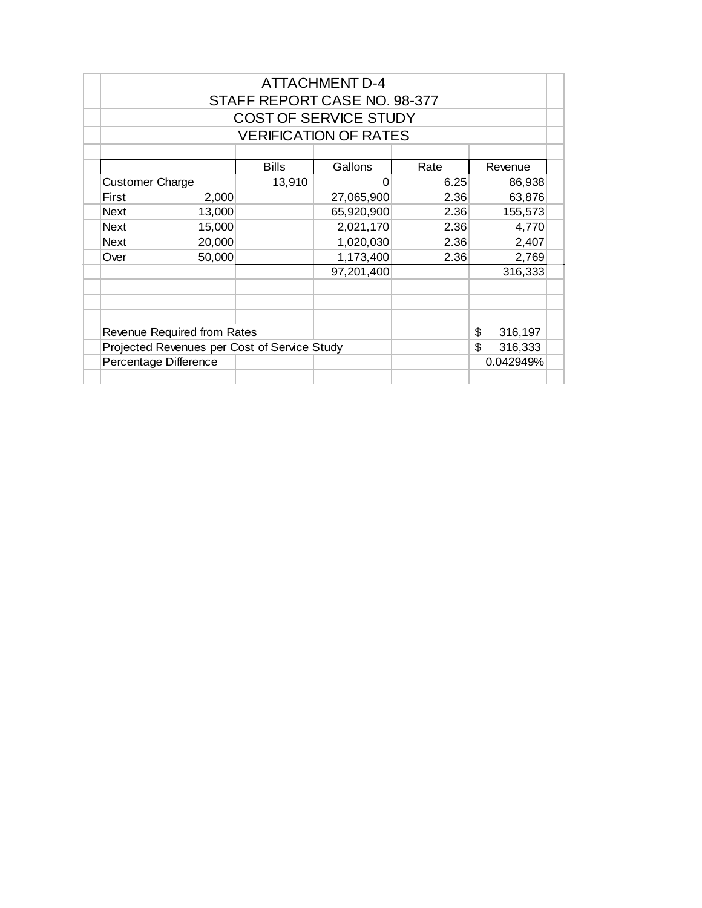# ATTACHMENT D-4
## STAFF REPORT CASE NO. 98-377
## COST OF SERVICE STUDY
## VERIFICATION OF RATES

| | | Bills | Gallons | Rate | Revenue |
|---|---|---|---|---|---|
| Customer Charge | | 13,910 | 0 | 6.25 | 86,938 |
| First | 2,000 | | 27,065,900 | 2.36 | 63,876 |
| Next | 13,000 | | 65,920,900 | 2.36 | 155,573 |
| Next | 15,000 | | 2,021,170 | 2.36 | 4,770 |
| Next | 20,000 | | 1,020,030 | 2.36 | 2,407 |
| Over | 50,000 | | 1,173,400 | 2.36 | 2,769 |
| | | | 97,201,400 | | 316,333 |

| | |
|---|---|
| Revenue Required from Rates | $ 316,197 |
| Projected Revenues per Cost of Service Study | $ 316,333 |
| Percentage Difference | 0.042949% |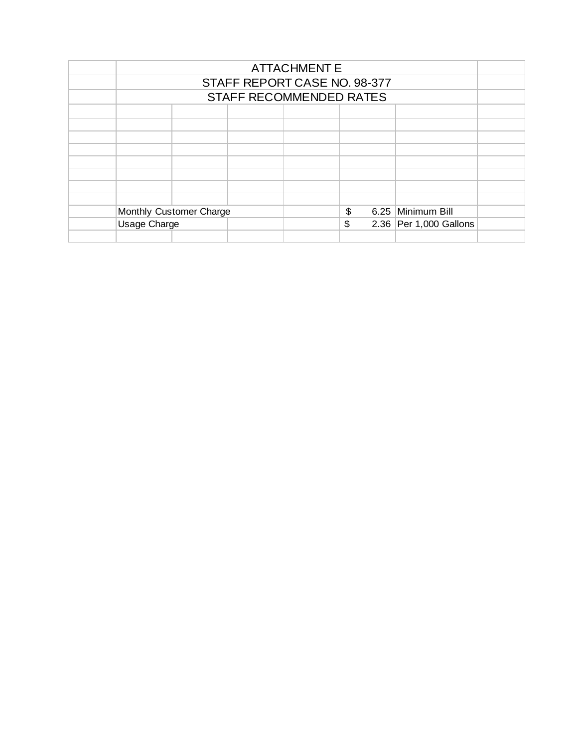# ATTACHMENT E

## STAFF REPORT CASE NO. 98-377

## STAFF RECOMMENDED RATES

| | | | |
|---|---|---|---|
| Monthly Customer Charge | $ | 6.25 | Minimum Bill |
| Usage Charge | $ | 2.36 | Per 1,000 Gallons |